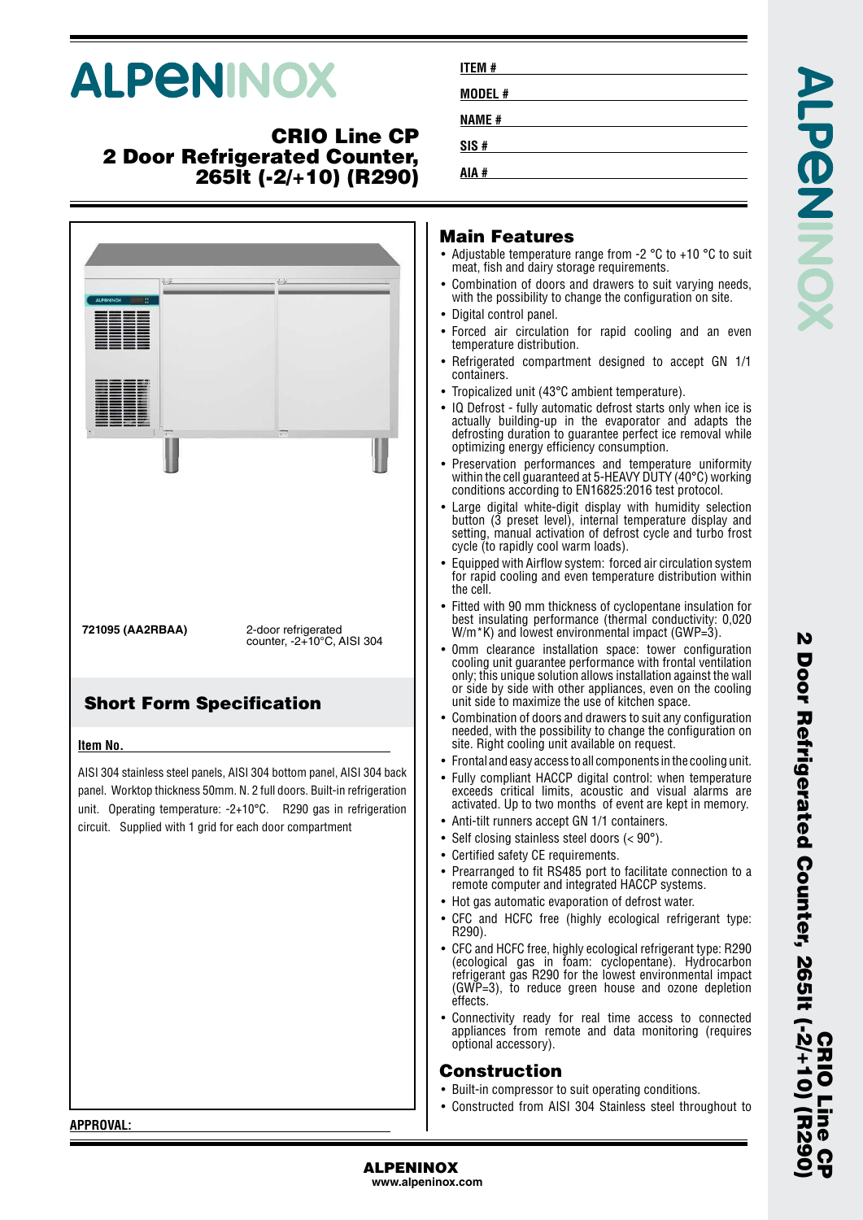# ALPENINOX

## CRIO Line CP
## 2 Door Refrigerated Counter, 265lt (-2/+10) (R290)

**ITEM #**

**MODEL #**

**NAME #**

**SIS #**

**AIA #**

| | |
|---|---|
| **721095 (AA2RBAA)** | 2-door refrigerated counter, -2+10°C, AISI 304 |

## Short Form Specification

**Item No.**

AISI 304 stainless steel panels, AISI 304 bottom panel, AISI 304 back panel. Worktop thickness 50mm. N. 2 full doors. Built-in refrigeration unit. Operating temperature: -2+10°C. R290 gas in refrigeration circuit. Supplied with 1 grid for each door compartment

**APPROVAL:**

## Main Features

- Adjustable temperature range from -2 °C to +10 °C to suit meat, fish and dairy storage requirements.
- Combination of doors and drawers to suit varying needs, with the possibility to change the configuration on site.
- Digital control panel.
- Forced air circulation for rapid cooling and an even temperature distribution.
- Refrigerated compartment designed to accept GN 1/1 containers.
- Tropicalized unit (43°C ambient temperature).
- IQ Defrost - fully automatic defrost starts only when ice is actually building-up in the evaporator and adapts the defrosting duration to guarantee perfect ice removal while optimizing energy efficiency consumption.
- Preservation performances and temperature uniformity within the cell guaranteed at 5-HEAVY DUTY (40°C) working conditions according to EN16825:2016 test protocol.
- Large digital white-digit display with humidity selection button (3 preset level), internal temperature display and setting, manual activation of defrost cycle and turbo frost cycle (to rapidly cool warm loads).
- Equipped with Airflow system: forced air circulation system for rapid cooling and even temperature distribution within the cell.
- Fitted with 90 mm thickness of cyclopentane insulation for best insulating performance (thermal conductivity: 0,020 W/m*K) and lowest environmental impact (GWP=3).
- 0mm clearance installation space: tower configuration cooling unit guarantee performance with frontal ventilation only; this unique solution allows installation against the wall or side by side with other appliances, even on the cooling unit side to maximize the use of kitchen space.
- Combination of doors and drawers to suit any configuration needed, with the possibility to change the configuration on site. Right cooling unit available on request.
- Frontal and easy access to all components in the cooling unit.
- Fully compliant HACCP digital control: when temperature exceeds critical limits, acoustic and visual alarms are activated. Up to two months of event are kept in memory.
- Anti-tilt runners accept GN 1/1 containers.
- Self closing stainless steel doors (< 90°).
- Certified safety CE requirements.
- Prearranged to fit RS485 port to facilitate connection to a remote computer and integrated HACCP systems.
- Hot gas automatic evaporation of defrost water.
- CFC and HCFC free (highly ecological refrigerant type: R290).
- CFC and HCFC free, highly ecological refrigerant type: R290 (ecological gas in foam: cyclopentane). Hydrocarbon refrigerant gas R290 for the lowest environmental impact (GWP=3), to reduce green house and ozone depletion effects.
- Connectivity ready for real time access to connected appliances from remote and data monitoring (requires optional accessory).

## Construction

- Built-in compressor to suit operating conditions.
- Constructed from AISI 304 Stainless steel throughout to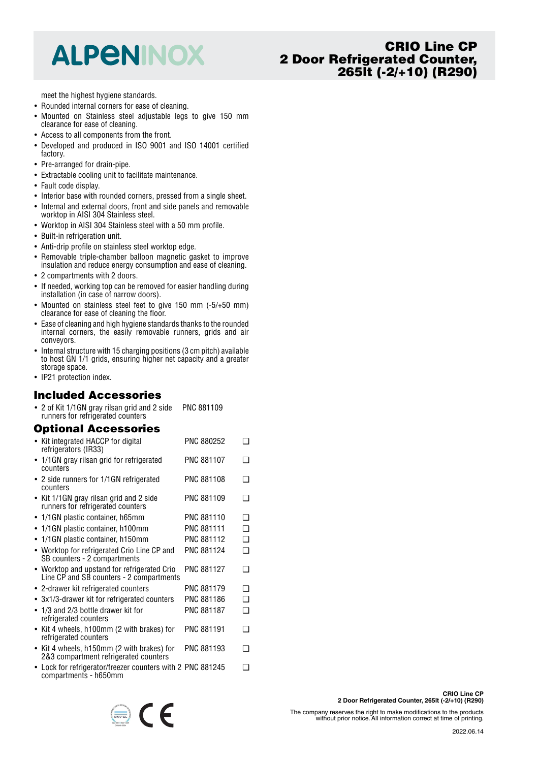meet the highest hygiene standards.

- Rounded internal corners for ease of cleaning.
- Mounted on Stainless steel adjustable legs to give 150 mm clearance for ease of cleaning.
- Access to all components from the front.
- Developed and produced in ISO 9001 and ISO 14001 certified factory.
- Pre-arranged for drain-pipe.
- Extractable cooling unit to facilitate maintenance.
- Fault code display.
- Interior base with rounded corners, pressed from a single sheet.
- Internal and external doors, front and side panels and removable worktop in AISI 304 Stainless steel.
- Worktop in AISI 304 Stainless steel with a 50 mm profile.
- Built-in refrigeration unit.
- Anti-drip profile on stainless steel worktop edge.
- Removable triple-chamber balloon magnetic gasket to improve insulation and reduce energy consumption and ease of cleaning.
- 2 compartments with 2 doors.
- If needed, working top can be removed for easier handling during installation (in case of narrow doors).
- Mounted on stainless steel feet to give 150 mm (-5/+50 mm) clearance for ease of cleaning the floor.
- Ease of cleaning and high hygiene standards thanks to the rounded internal corners, the easily removable runners, grids and air conveyors.
- Internal structure with 15 charging positions (3 cm pitch) available to host GN 1/1 grids, ensuring higher net capacity and a greater storage space.
- IP21 protection index.

## Included Accessories

- 2 of Kit 1/1GN gray rilsan grid and 2 side runners for refrigerated counters — PNC 881109

## Optional Accessories

| Accessory | PNC | |
|---|---|---|
| Kit integrated HACCP for digital refrigerators (IR33) | PNC 880252 | ❑ |
| 1/1GN gray rilsan grid for refrigerated counters | PNC 881107 | ❑ |
| 2 side runners for 1/1GN refrigerated counters | PNC 881108 | ❑ |
| Kit 1/1GN gray rilsan grid and 2 side runners for refrigerated counters | PNC 881109 | ❑ |
| 1/1GN plastic container, h65mm | PNC 881110 | ❑ |
| 1/1GN plastic container, h100mm | PNC 881111 | ❑ |
| 1/1GN plastic container, h150mm | PNC 881112 | ❑ |
| Worktop for refrigerated Crio Line CP and SB counters - 2 compartments | PNC 881124 | ❑ |
| Worktop and upstand for refrigerated Crio Line CP and SB counters - 2 compartments | PNC 881127 | ❑ |
| 2-drawer kit refrigerated counters | PNC 881179 | ❑ |
| 3x1/3-drawer kit for refrigerated counters | PNC 881186 | ❑ |
| 1/3 and 2/3 bottle drawer kit for refrigerated counters | PNC 881187 | ❑ |
| Kit 4 wheels, h100mm (2 with brakes) for refrigerated counters | PNC 881191 | ❑ |
| Kit 4 wheels, h150mm (2 with brakes) for 2&3 compartment refrigerated counters | PNC 881193 | ❑ |
| Lock for refrigerator/freezer counters with 2 compartments - h650mm | PNC 881245 | ❑ |

The company reserves the right to make modifications to the products without prior notice. All information correct at time of printing.

2022.06.14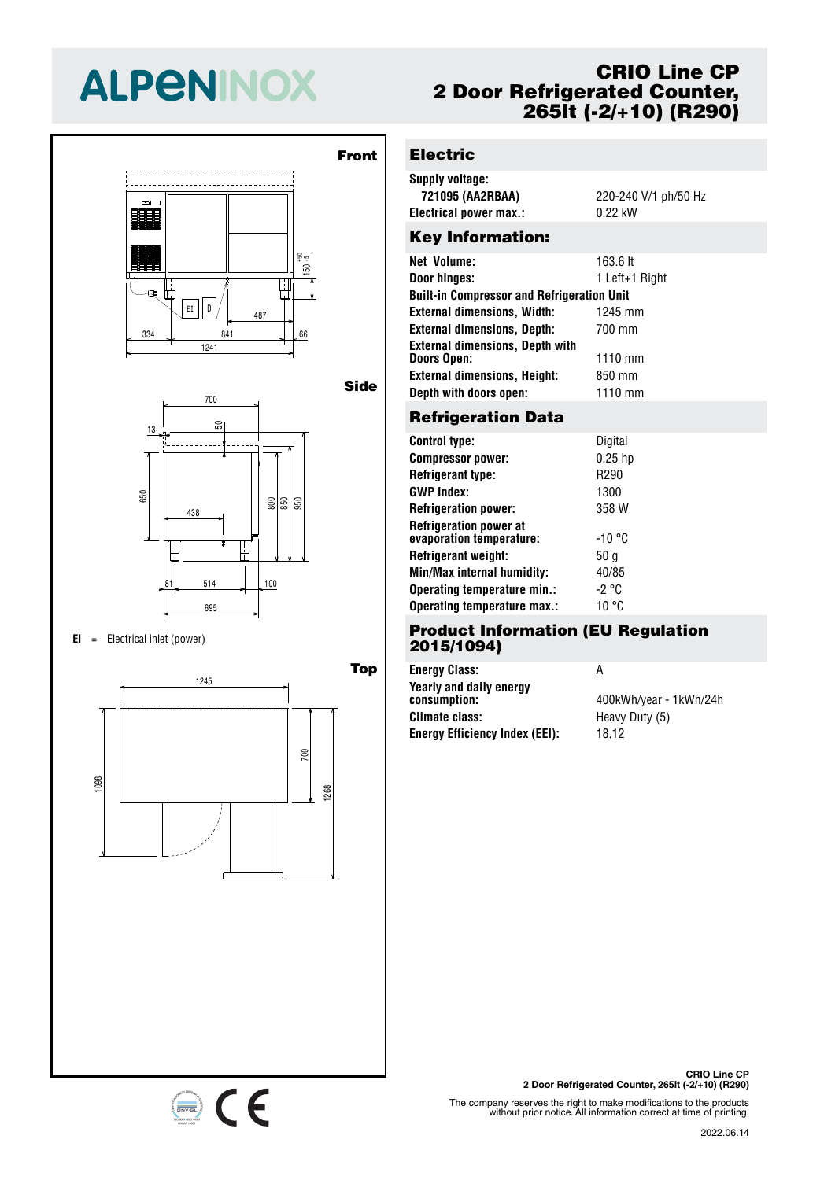# ALPENINOX

## CRIO Line CP
## 2 Door Refrigerated Counter, 265lt (-2/+10) (R290)

**Front**

**Side**

**EI** = Electrical inlet (power)

**Top**

## Electric

| | |
|---|---|
| **Supply voltage:** | |
| **721095 (AA2RBAA)** | 220-240 V/1 ph/50 Hz |
| **Electrical power max.:** | 0.22 kW |

## Key Information:

| | |
|---|---|
| **Net Volume:** | 163.6 lt |
| **Door hinges:** | 1 Left+1 Right |
| **Built-in Compressor and Refrigeration Unit** | |
| **External dimensions, Width:** | 1245 mm |
| **External dimensions, Depth:** | 700 mm |
| **External dimensions, Depth with Doors Open:** | 1110 mm |
| **External dimensions, Height:** | 850 mm |
| **Depth with doors open:** | 1110 mm |

## Refrigeration Data

| | |
|---|---|
| **Control type:** | Digital |
| **Compressor power:** | 0.25 hp |
| **Refrigerant type:** | R290 |
| **GWP Index:** | 1300 |
| **Refrigeration power:** | 358 W |
| **Refrigeration power at evaporation temperature:** | -10 °C |
| **Refrigerant weight:** | 50 g |
| **Min/Max internal humidity:** | 40/85 |
| **Operating temperature min.:** | -2 °C |
| **Operating temperature max.:** | 10 °C |

## Product Information (EU Regulation 2015/1094)

| | |
|---|---|
| **Energy Class:** | A |
| **Yearly and daily energy consumption:** | 400kWh/year - 1kWh/24h |
| **Climate class:** | Heavy Duty (5) |
| **Energy Efficiency Index (EEI):** | 18,12 |

**CRIO Line CP**
**2 Door Refrigerated Counter, 265lt (-2/+10) (R290)**

The company reserves the right to make modifications to the products without prior notice. All information correct at time of printing.

2022.06.14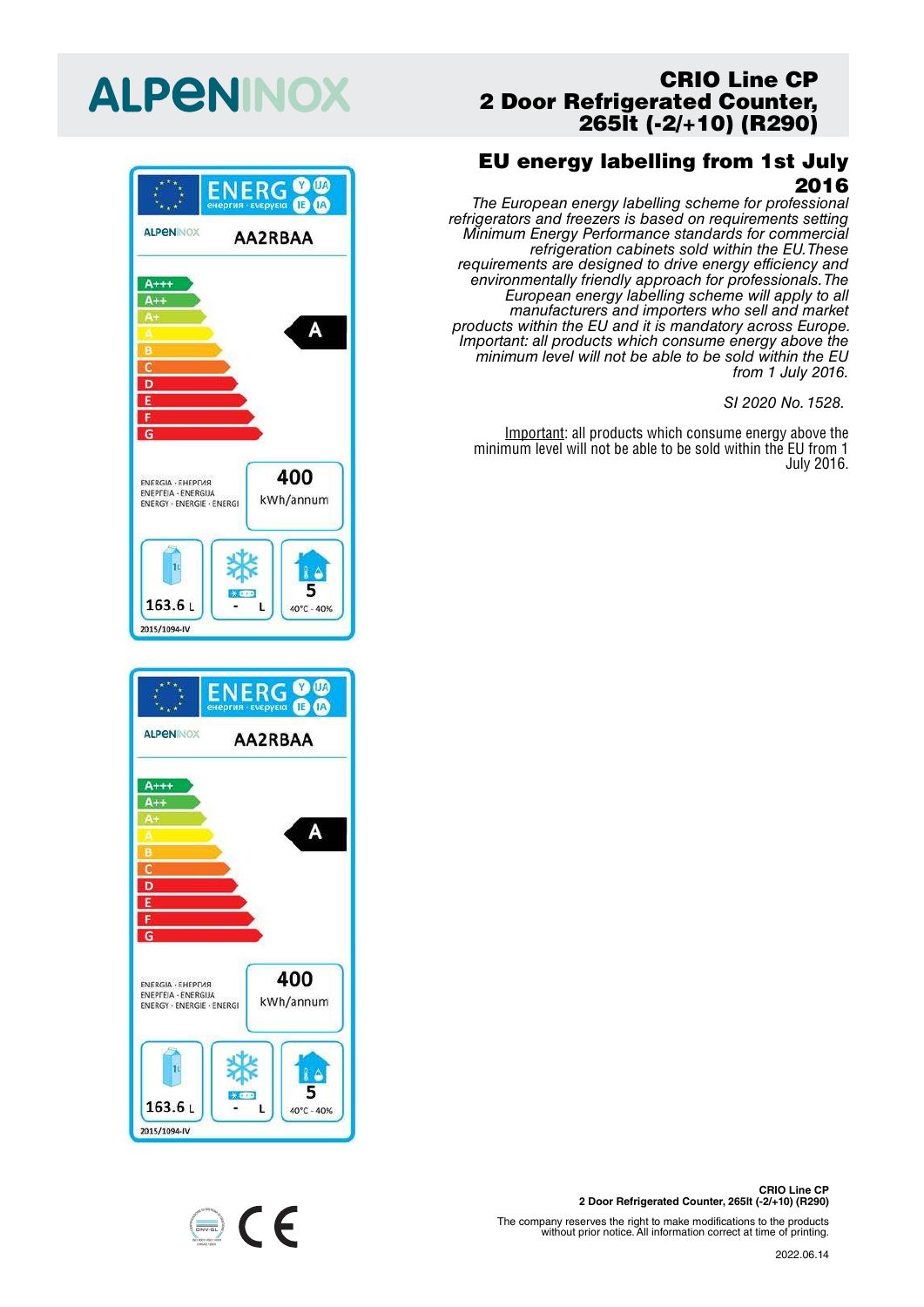# ALPENINOX

## CRIO Line CP
## 2 Door Refrigerated Counter, 265lt (-2/+10) (R290)

ENERG
енергия · ενεργεια
Y IJA IE IA

ALPENINOX AA2RBAA

A+++
A++
A+
A
B
C
D
E
F
G

A

ENERGIA · ЕНЕРГИЯ
ΕΝΕΡΓΕΙΑ · ENERGIJA
ENERGY · ENERGIE · ENERGI

400 kWh/annum

163.6 L

- L

5
40°C - 40%

2015/1094-IV

ENERG
енергия · ενεργεια
Y IJA IE IA

ALPENINOX AA2RBAA

A+++
A++
A+
A
B
C
D
E
F
G

A

ENERGIA · ЕНЕРГИЯ
ΕΝΕΡΓΕΙΑ · ENERGIJA
ENERGY · ENERGIE · ENERGI

400 kWh/annum

163.6 L

- L

5
40°C - 40%

2015/1094-IV

## EU energy labelling from 1st July 2016

*The European energy labelling scheme for professional refrigerators and freezers is based on requirements setting Minimum Energy Performance standards for commercial refrigeration cabinets sold within the EU. These requirements are designed to drive energy efficiency and environmentally friendly approach for professionals. The European energy labelling scheme will apply to all manufacturers and importers who sell and market products within the EU and it is mandatory across Europe. Important: all products which consume energy above the minimum level will not be able to be sold within the EU from 1 July 2016.*

*SI 2020 No. 1528.*

Important: all products which consume energy above the minimum level will not be able to be sold within the EU from 1 July 2016.

**CRIO Line CP**
**2 Door Refrigerated Counter, 265lt (-2/+10) (R290)**

The company reserves the right to make modifications to the products without prior notice. All information correct at time of printing.

2022.06.14